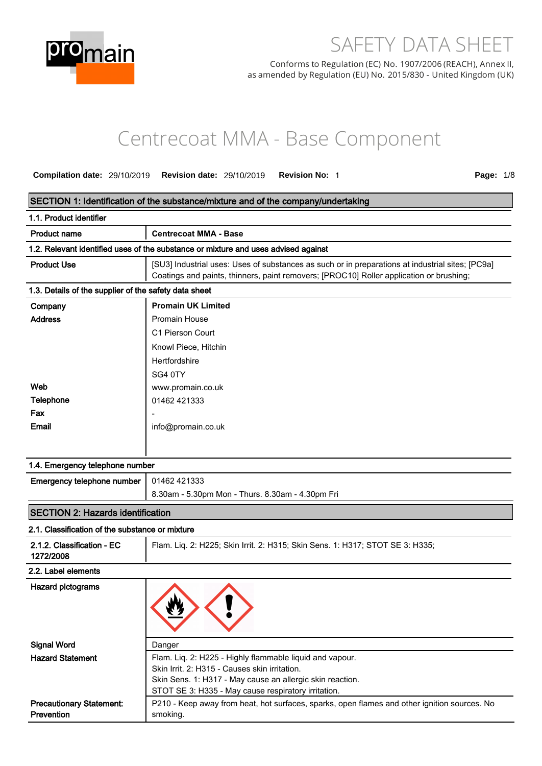# SAFETY DATA SHEET

Conforms to Regulation (EC) No. 1907/2006 (REACH), Annex II, as amended by Regulation (EU) No. 2015/830 - United Kingdom (UK)

# Centrecoat MMA - Base Component

**Compilation date:** 29/10/2019 **Revision date:** 29/10/2019 **Revision No:** 1

## SECTION 1: Identification of the substance/mixture and of the company/undertaking

### 1.1. Product identifier

| | |
|---|---|
| **Product name** | **Centrecoat MMA - Base** |

### 1.2. Relevant identified uses of the substance or mixture and uses advised against

| | |
|---|---|
| **Product Use** | [SU3] Industrial uses: Uses of substances as such or in preparations at industrial sites; [PC9a] Coatings and paints, thinners, paint removers; [PROC10] Roller application or brushing; |

### 1.3. Details of the supplier of the safety data sheet

| | |
|---|---|
| **Company** | **Promain UK Limited** |
| **Address** | Promain House<br>C1 Pierson Court<br>Knowl Piece, Hitchin<br>Hertfordshire<br>SG4 0TY |
| **Web** | www.promain.co.uk |
| **Telephone** | 01462 421333 |
| **Fax** | - |
| **Email** | info@promain.co.uk |

### 1.4. Emergency telephone number

| | |
|---|---|
| **Emergency telephone number** | 01462 421333<br>8.30am - 5.30pm Mon - Thurs. 8.30am - 4.30pm Fri |

## SECTION 2: Hazards identification

### 2.1. Classification of the substance or mixture

| | |
|---|---|
| **2.1.2. Classification - EC 1272/2008** | Flam. Liq. 2: H225; Skin Irrit. 2: H315; Skin Sens. 1: H317; STOT SE 3: H335; |

### 2.2. Label elements

| | |
|---|---|
| **Hazard pictograms** | |
| **Signal Word** | Danger |
| **Hazard Statement** | Flam. Liq. 2: H225 - Highly flammable liquid and vapour.<br>Skin Irrit. 2: H315 - Causes skin irritation.<br>Skin Sens. 1: H317 - May cause an allergic skin reaction.<br>STOT SE 3: H335 - May cause respiratory irritation. |
| **Precautionary Statement: Prevention** | P210 - Keep away from heat, hot surfaces, sparks, open flames and other ignition sources. No smoking. |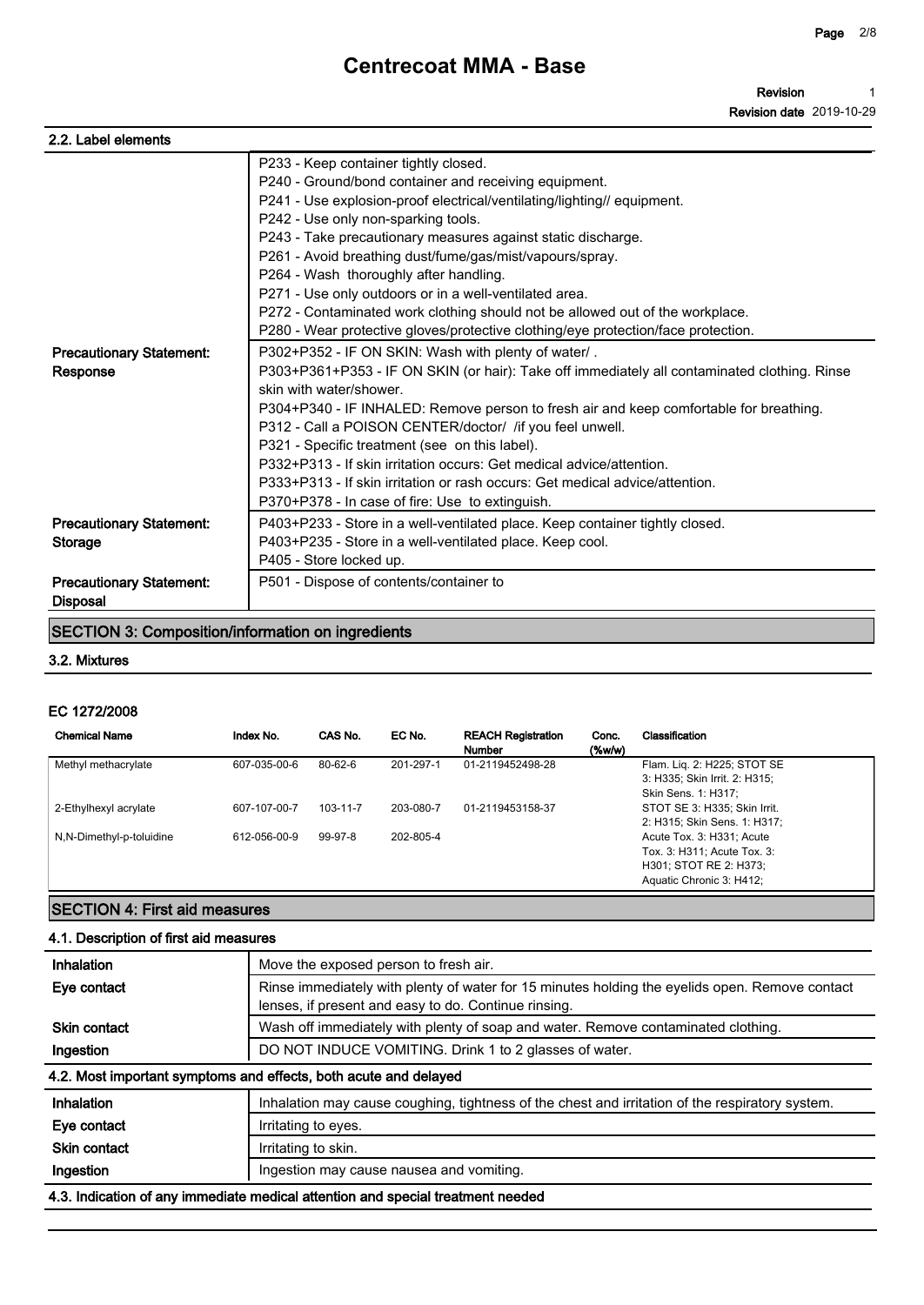## 2.2. Label elements

| | |
|---|---|
| | P233 - Keep container tightly closed.<br>P240 - Ground/bond container and receiving equipment.<br>P241 - Use explosion-proof electrical/ventilating/lighting// equipment.<br>P242 - Use only non-sparking tools.<br>P243 - Take precautionary measures against static discharge.<br>P261 - Avoid breathing dust/fume/gas/mist/vapours/spray.<br>P264 - Wash thoroughly after handling.<br>P271 - Use only outdoors or in a well-ventilated area.<br>P272 - Contaminated work clothing should not be allowed out of the workplace.<br>P280 - Wear protective gloves/protective clothing/eye protection/face protection. |
| **Precautionary Statement: Response** | P302+P352 - IF ON SKIN: Wash with plenty of water/ .<br>P303+P361+P353 - IF ON SKIN (or hair): Take off immediately all contaminated clothing. Rinse skin with water/shower.<br>P304+P340 - IF INHALED: Remove person to fresh air and keep comfortable for breathing.<br>P312 - Call a POISON CENTER/doctor/ /if you feel unwell.<br>P321 - Specific treatment (see on this label).<br>P332+P313 - If skin irritation occurs: Get medical advice/attention.<br>P333+P313 - If skin irritation or rash occurs: Get medical advice/attention.<br>P370+P378 - In case of fire: Use to extinguish. |
| **Precautionary Statement: Storage** | P403+P233 - Store in a well-ventilated place. Keep container tightly closed.<br>P403+P235 - Store in a well-ventilated place. Keep cool.<br>P405 - Store locked up. |
| **Precautionary Statement: Disposal** | P501 - Dispose of contents/container to |

## SECTION 3: Composition/information on ingredients

### 3.2. Mixtures

**EC 1272/2008**

| Chemical Name | Index No. | CAS No. | EC No. | REACH Registration Number | Conc. (%w/w) | Classification |
|---|---|---|---|---|---|---|
| Methyl methacrylate | 607-035-00-6 | 80-62-6 | 201-297-1 | 01-2119452498-28 | | Flam. Liq. 2: H225; STOT SE 3: H335; Skin Irrit. 2: H315; Skin Sens. 1: H317; |
| 2-Ethylhexyl acrylate | 607-107-00-7 | 103-11-7 | 203-080-7 | 01-2119453158-37 | | STOT SE 3: H335; Skin Irrit. 2: H315; Skin Sens. 1: H317; |
| N,N-Dimethyl-p-toluidine | 612-056-00-9 | 99-97-8 | 202-805-4 | | | Acute Tox. 3: H331; Acute Tox. 3: H311; Acute Tox. 3: H301; STOT RE 2: H373; Aquatic Chronic 3: H412; |

## SECTION 4: First aid measures

### 4.1. Description of first aid measures

| | |
|---|---|
| **Inhalation** | Move the exposed person to fresh air. |
| **Eye contact** | Rinse immediately with plenty of water for 15 minutes holding the eyelids open. Remove contact lenses, if present and easy to do. Continue rinsing. |
| **Skin contact** | Wash off immediately with plenty of soap and water. Remove contaminated clothing. |
| **Ingestion** | DO NOT INDUCE VOMITING. Drink 1 to 2 glasses of water. |

### 4.2. Most important symptoms and effects, both acute and delayed

| | |
|---|---|
| **Inhalation** | Inhalation may cause coughing, tightness of the chest and irritation of the respiratory system. |
| **Eye contact** | Irritating to eyes. |
| **Skin contact** | Irritating to skin. |
| **Ingestion** | Ingestion may cause nausea and vomiting. |

### 4.3. Indication of any immediate medical attention and special treatment needed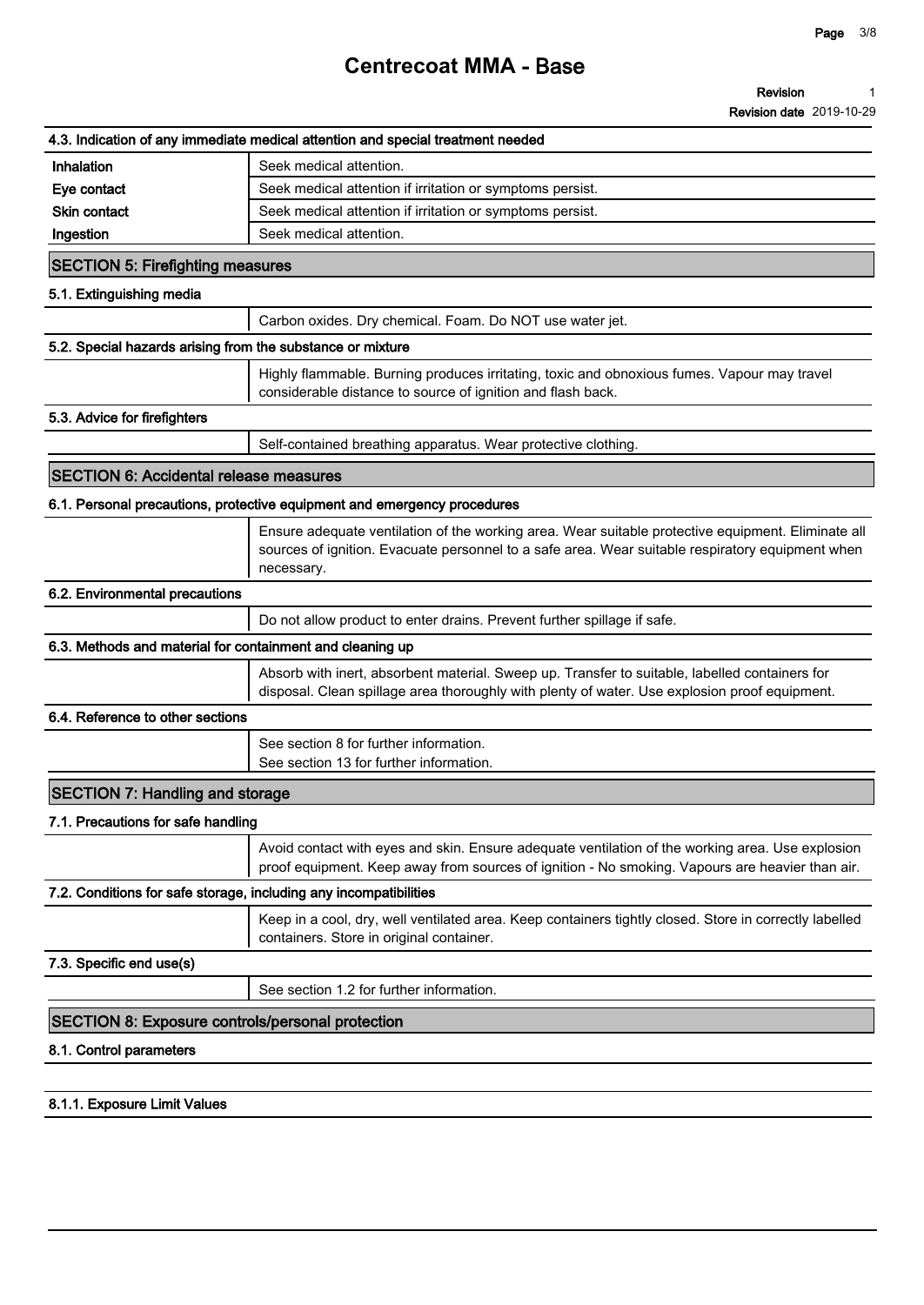#### 4.3. Indication of any immediate medical attention and special treatment needed

| | |
|---|---|
| **Inhalation** | Seek medical attention. |
| **Eye contact** | Seek medical attention if irritation or symptoms persist. |
| **Skin contact** | Seek medical attention if irritation or symptoms persist. |
| **Ingestion** | Seek medical attention. |

## SECTION 5: Firefighting measures

#### 5.1. Extinguishing media

Carbon oxides. Dry chemical. Foam. Do NOT use water jet.

#### 5.2. Special hazards arising from the substance or mixture

Highly flammable. Burning produces irritating, toxic and obnoxious fumes. Vapour may travel considerable distance to source of ignition and flash back.

#### 5.3. Advice for firefighters

Self-contained breathing apparatus. Wear protective clothing.

## SECTION 6: Accidental release measures

#### 6.1. Personal precautions, protective equipment and emergency procedures

Ensure adequate ventilation of the working area. Wear suitable protective equipment. Eliminate all sources of ignition. Evacuate personnel to a safe area. Wear suitable respiratory equipment when necessary.

#### 6.2. Environmental precautions

Do not allow product to enter drains. Prevent further spillage if safe.

#### 6.3. Methods and material for containment and cleaning up

Absorb with inert, absorbent material. Sweep up. Transfer to suitable, labelled containers for disposal. Clean spillage area thoroughly with plenty of water. Use explosion proof equipment.

#### 6.4. Reference to other sections

See section 8 for further information.
See section 13 for further information.

## SECTION 7: Handling and storage

#### 7.1. Precautions for safe handling

Avoid contact with eyes and skin. Ensure adequate ventilation of the working area. Use explosion proof equipment. Keep away from sources of ignition - No smoking. Vapours are heavier than air.

#### 7.2. Conditions for safe storage, including any incompatibilities

Keep in a cool, dry, well ventilated area. Keep containers tightly closed. Store in correctly labelled containers. Store in original container.

#### 7.3. Specific end use(s)

See section 1.2 for further information.

## SECTION 8: Exposure controls/personal protection

#### 8.1. Control parameters

#### 8.1.1. Exposure Limit Values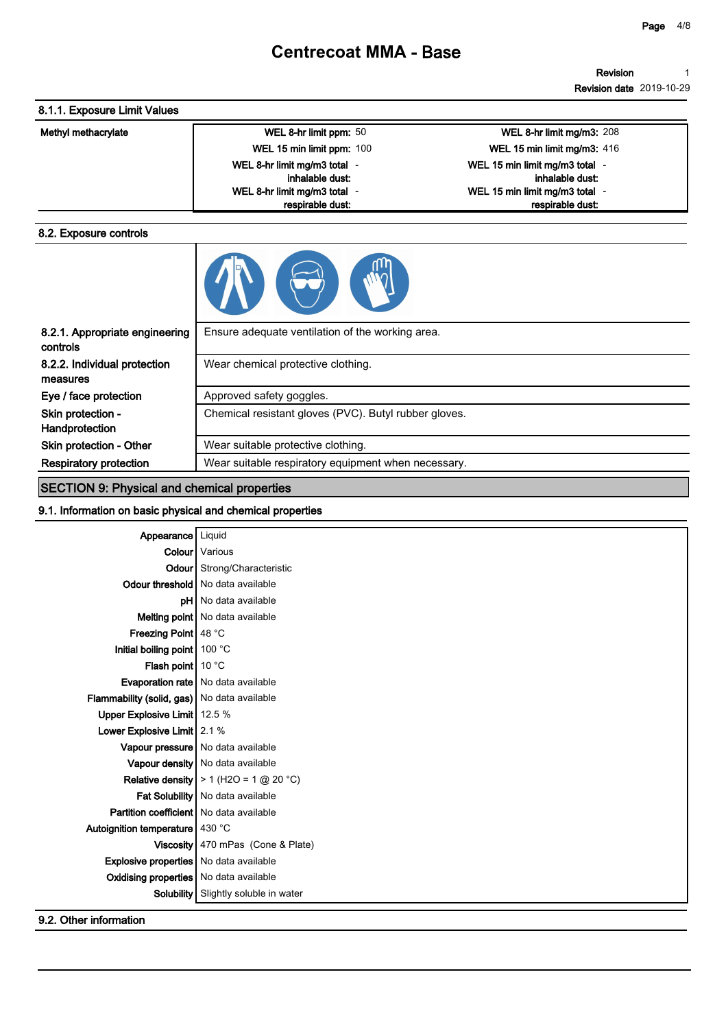### 8.1.1. Exposure Limit Values

| | | | | |
|---|---|---|---|---|
| **Methyl methacrylate** | **WEL 8-hr limit ppm:** | 50 | **WEL 8-hr limit mg/m3:** | 208 |
| | **WEL 15 min limit ppm:** | 100 | **WEL 15 min limit mg/m3:** | 416 |
| | **WEL 8-hr limit mg/m3 total inhalable dust:** | - | **WEL 15 min limit mg/m3 total inhalable dust:** | - |
| | **WEL 8-hr limit mg/m3 total respirable dust:** | - | **WEL 15 min limit mg/m3 total respirable dust:** | - |

### 8.2. Exposure controls

| | |
|---|---|
| **8.2.1. Appropriate engineering controls** | Ensure adequate ventilation of the working area. |
| **8.2.2. Individual protection measures** | Wear chemical protective clothing. |
| **Eye / face protection** | Approved safety goggles. |
| **Skin protection - Handprotection** | Chemical resistant gloves (PVC). Butyl rubber gloves. |
| **Skin protection - Other** | Wear suitable protective clothing. |
| **Respiratory protection** | Wear suitable respiratory equipment when necessary. |

## SECTION 9: Physical and chemical properties

### 9.1. Information on basic physical and chemical properties

| | |
|---|---|
| **Appearance** | Liquid |
| **Colour** | Various |
| **Odour** | Strong/Characteristic |
| **Odour threshold** | No data available |
| **pH** | No data available |
| **Melting point** | No data available |
| **Freezing Point** | 48 °C |
| **Initial boiling point** | 100 °C |
| **Flash point** | 10 °C |
| **Evaporation rate** | No data available |
| **Flammability (solid, gas)** | No data available |
| **Upper Explosive Limit** | 12.5 % |
| **Lower Explosive Limit** | 2.1 % |
| **Vapour pressure** | No data available |
| **Vapour density** | No data available |
| **Relative density** | > 1 (H2O = 1 @ 20 °C) |
| **Fat Solubility** | No data available |
| **Partition coefficient** | No data available |
| **Autoignition temperature** | 430 °C |
| **Viscosity** | 470 mPas (Cone & Plate) |
| **Explosive properties** | No data available |
| **Oxidising properties** | No data available |
| **Solubility** | Slightly soluble in water |

### 9.2. Other information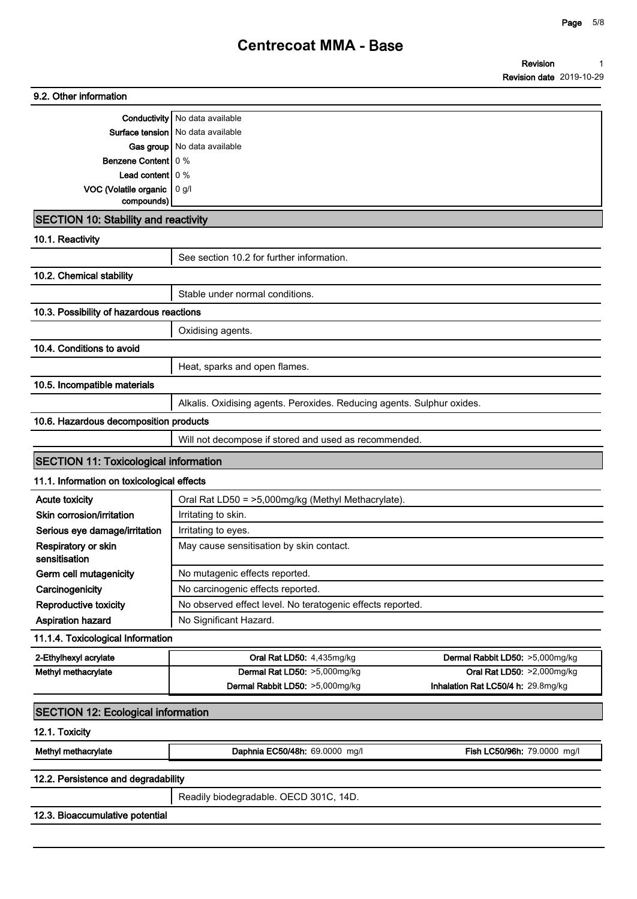### 9.2. Other information

| | |
|---|---|
| Conductivity | No data available |
| Surface tension | No data available |
| Gas group | No data available |
| Benzene Content | 0 % |
| Lead content | 0 % |
| VOC (Volatile organic compounds) | 0 g/l |

## SECTION 10: Stability and reactivity

### 10.1. Reactivity

See section 10.2 for further information.

### 10.2. Chemical stability

Stable under normal conditions.

### 10.3. Possibility of hazardous reactions

Oxidising agents.

### 10.4. Conditions to avoid

Heat, sparks and open flames.

### 10.5. Incompatible materials

Alkalis. Oxidising agents. Peroxides. Reducing agents. Sulphur oxides.

### 10.6. Hazardous decomposition products

Will not decompose if stored and used as recommended.

## SECTION 11: Toxicological information

### 11.1. Information on toxicological effects

| | |
|---|---|
| **Acute toxicity** | Oral Rat LD50 = >5,000mg/kg (Methyl Methacrylate). |
| **Skin corrosion/irritation** | Irritating to skin. |
| **Serious eye damage/irritation** | Irritating to eyes. |
| **Respiratory or skin sensitisation** | May cause sensitisation by skin contact. |
| **Germ cell mutagenicity** | No mutagenic effects reported. |
| **Carcinogenicity** | No carcinogenic effects reported. |
| **Reproductive toxicity** | No observed effect level. No teratogenic effects reported. |
| **Aspiration hazard** | No Significant Hazard. |

### 11.1.4. Toxicological Information

| | | |
|---|---|---|
| **2-Ethylhexyl acrylate** | **Oral Rat LD50:** 4,435mg/kg | **Dermal Rabbit LD50:** >5,000mg/kg |
| **Methyl methacrylate** | **Dermal Rat LD50:** >5,000mg/kg | **Oral Rat LD50:** >2,000mg/kg |
| | **Dermal Rabbit LD50:** >5,000mg/kg | **Inhalation Rat LC50/4 h:** 29.8mg/kg |

## SECTION 12: Ecological information

### 12.1. Toxicity

| | | |
|---|---|---|
| **Methyl methacrylate** | **Daphnia EC50/48h:** 69.0000 mg/l | **Fish LC50/96h:** 79.0000 mg/l |

### 12.2. Persistence and degradability

Readily biodegradable. OECD 301C, 14D.

### 12.3. Bioaccumulative potential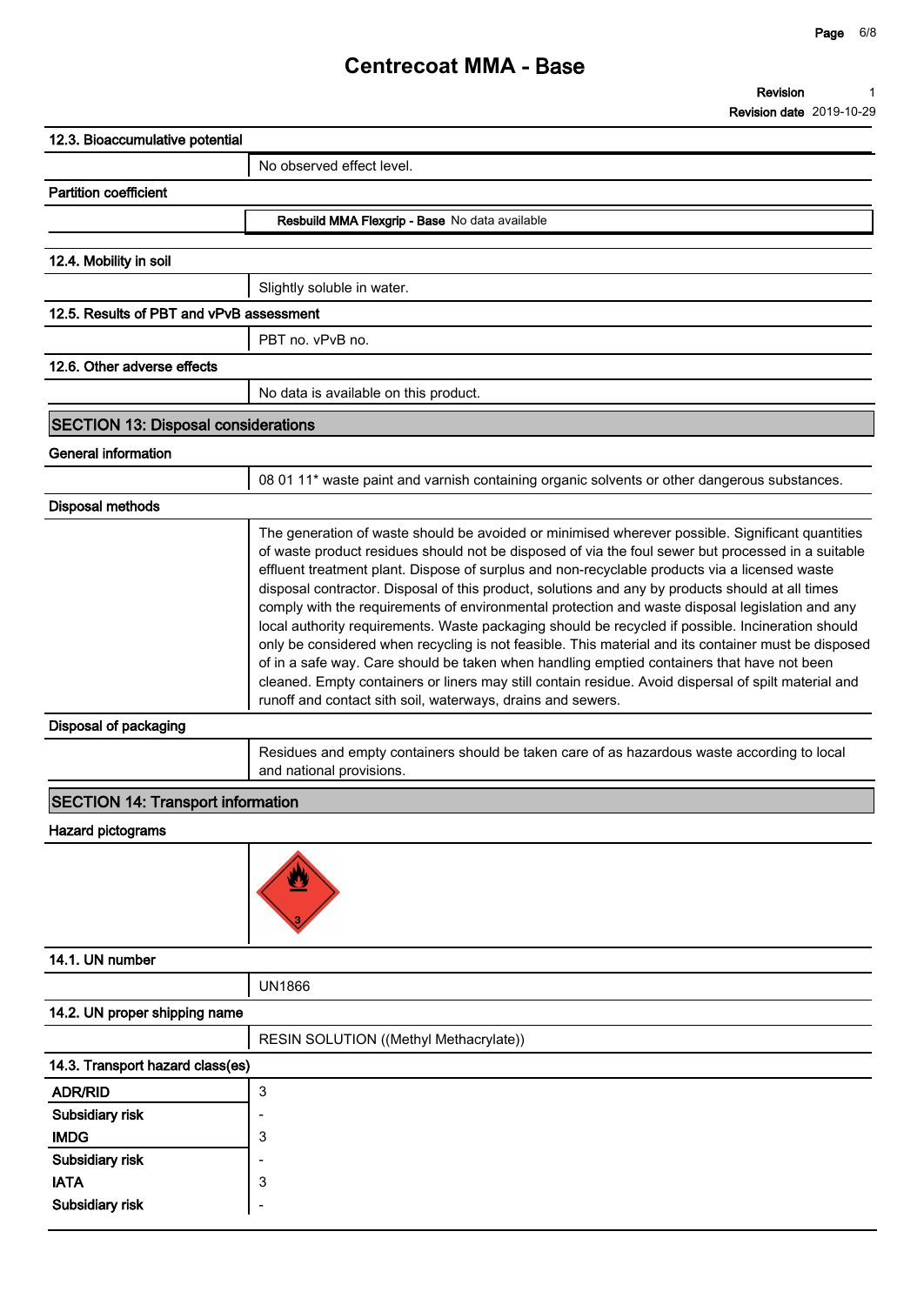### 12.3. Bioaccumulative potential

No observed effect level.

**Partition coefficient**

**Resbuild MMA Flexgrip - Base** No data available

### 12.4. Mobility in soil

Slightly soluble in water.

### 12.5. Results of PBT and vPvB assessment

PBT no. vPvB no.

### 12.6. Other adverse effects

No data is available on this product.

## SECTION 13: Disposal considerations

**General information**

08 01 11* waste paint and varnish containing organic solvents or other dangerous substances.

**Disposal methods**

The generation of waste should be avoided or minimised wherever possible. Significant quantities of waste product residues should not be disposed of via the foul sewer but processed in a suitable effluent treatment plant. Dispose of surplus and non-recyclable products via a licensed waste disposal contractor. Disposal of this product, solutions and any by products should at all times comply with the requirements of environmental protection and waste disposal legislation and any local authority requirements. Waste packaging should be recycled if possible. Incineration should only be considered when recycling is not feasible. This material and its container must be disposed of in a safe way. Care should be taken when handling emptied containers that have not been cleaned. Empty containers or liners may still contain residue. Avoid dispersal of spilt material and runoff and contact sith soil, waterways, drains and sewers.

**Disposal of packaging**

Residues and empty containers should be taken care of as hazardous waste according to local and national provisions.

## SECTION 14: Transport information

**Hazard pictograms**

### 14.1. UN number

UN1866

### 14.2. UN proper shipping name

RESIN SOLUTION ((Methyl Methacrylate))

### 14.3. Transport hazard class(es)

| | |
|---|---|
| **ADR/RID** | 3 |
| **Subsidiary risk** | - |
| **IMDG** | 3 |
| **Subsidiary risk** | - |
| **IATA** | 3 |
| **Subsidiary risk** | - |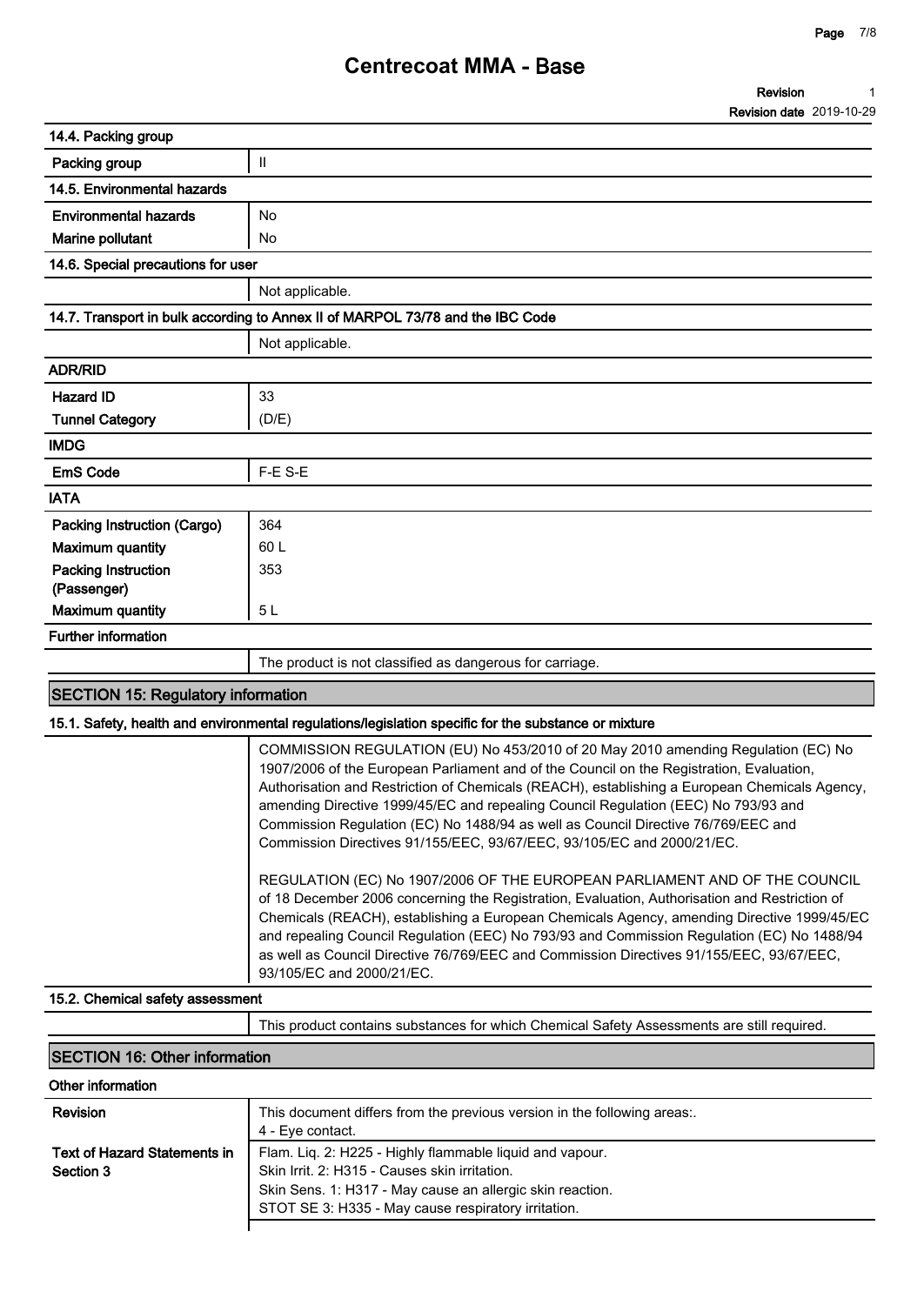### 14.4. Packing group

| | |
|---|---|
| Packing group | II |

### 14.5. Environmental hazards

| | |
|---|---|
| Environmental hazards | No |
| Marine pollutant | No |

### 14.6. Special precautions for user

Not applicable.

### 14.7. Transport in bulk according to Annex II of MARPOL 73/78 and the IBC Code

Not applicable.

### ADR/RID

| | |
|---|---|
| Hazard ID | 33 |
| Tunnel Category | (D/E) |

### IMDG

| | |
|---|---|
| EmS Code | F-E S-E |

### IATA

| | |
|---|---|
| Packing Instruction (Cargo) | 364 |
| Maximum quantity | 60 L |
| Packing Instruction (Passenger) | 353 |
| Maximum quantity | 5 L |

### Further information

The product is not classified as dangerous for carriage.

## SECTION 15: Regulatory information

### 15.1. Safety, health and environmental regulations/legislation specific for the substance or mixture

COMMISSION REGULATION (EU) No 453/2010 of 20 May 2010 amending Regulation (EC) No 1907/2006 of the European Parliament and of the Council on the Registration, Evaluation, Authorisation and Restriction of Chemicals (REACH), establishing a European Chemicals Agency, amending Directive 1999/45/EC and repealing Council Regulation (EEC) No 793/93 and Commission Regulation (EC) No 1488/94 as well as Council Directive 76/769/EEC and Commission Directives 91/155/EEC, 93/67/EEC, 93/105/EC and 2000/21/EC.

REGULATION (EC) No 1907/2006 OF THE EUROPEAN PARLIAMENT AND OF THE COUNCIL of 18 December 2006 concerning the Registration, Evaluation, Authorisation and Restriction of Chemicals (REACH), establishing a European Chemicals Agency, amending Directive 1999/45/EC and repealing Council Regulation (EEC) No 793/93 and Commission Regulation (EC) No 1488/94 as well as Council Directive 76/769/EEC and Commission Directives 91/155/EEC, 93/67/EEC, 93/105/EC and 2000/21/EC.

### 15.2. Chemical safety assessment

This product contains substances for which Chemical Safety Assessments are still required.

## SECTION 16: Other information

### Other information

| | |
|---|---|
| Revision | This document differs from the previous version in the following areas:.<br>4 - Eye contact. |
| Text of Hazard Statements in Section 3 | Flam. Liq. 2: H225 - Highly flammable liquid and vapour.<br>Skin Irrit. 2: H315 - Causes skin irritation.<br>Skin Sens. 1: H317 - May cause an allergic skin reaction.<br>STOT SE 3: H335 - May cause respiratory irritation. |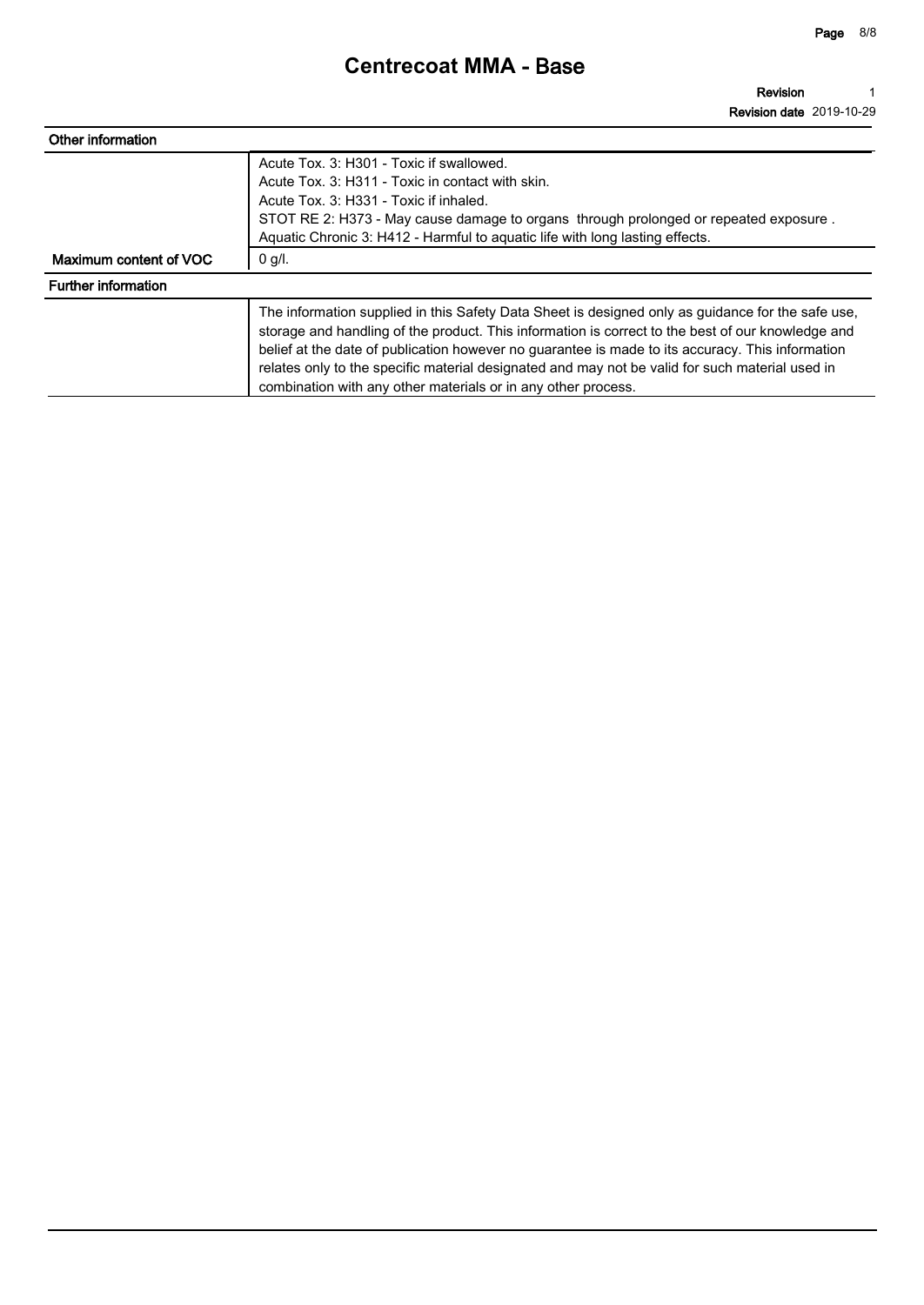| | |
|---|---|
| **Other information** | |
| | Acute Tox. 3: H301 - Toxic if swallowed.<br>Acute Tox. 3: H311 - Toxic in contact with skin.<br>Acute Tox. 3: H331 - Toxic if inhaled.<br>STOT RE 2: H373 - May cause damage to organs through prolonged or repeated exposure .<br>Aquatic Chronic 3: H412 - Harmful to aquatic life with long lasting effects. |
| **Maximum content of VOC** | 0 g/l. |
| **Further information** | |
| | The information supplied in this Safety Data Sheet is designed only as guidance for the safe use, storage and handling of the product. This information is correct to the best of our knowledge and belief at the date of publication however no guarantee is made to its accuracy. This information relates only to the specific material designated and may not be valid for such material used in combination with any other materials or in any other process. |